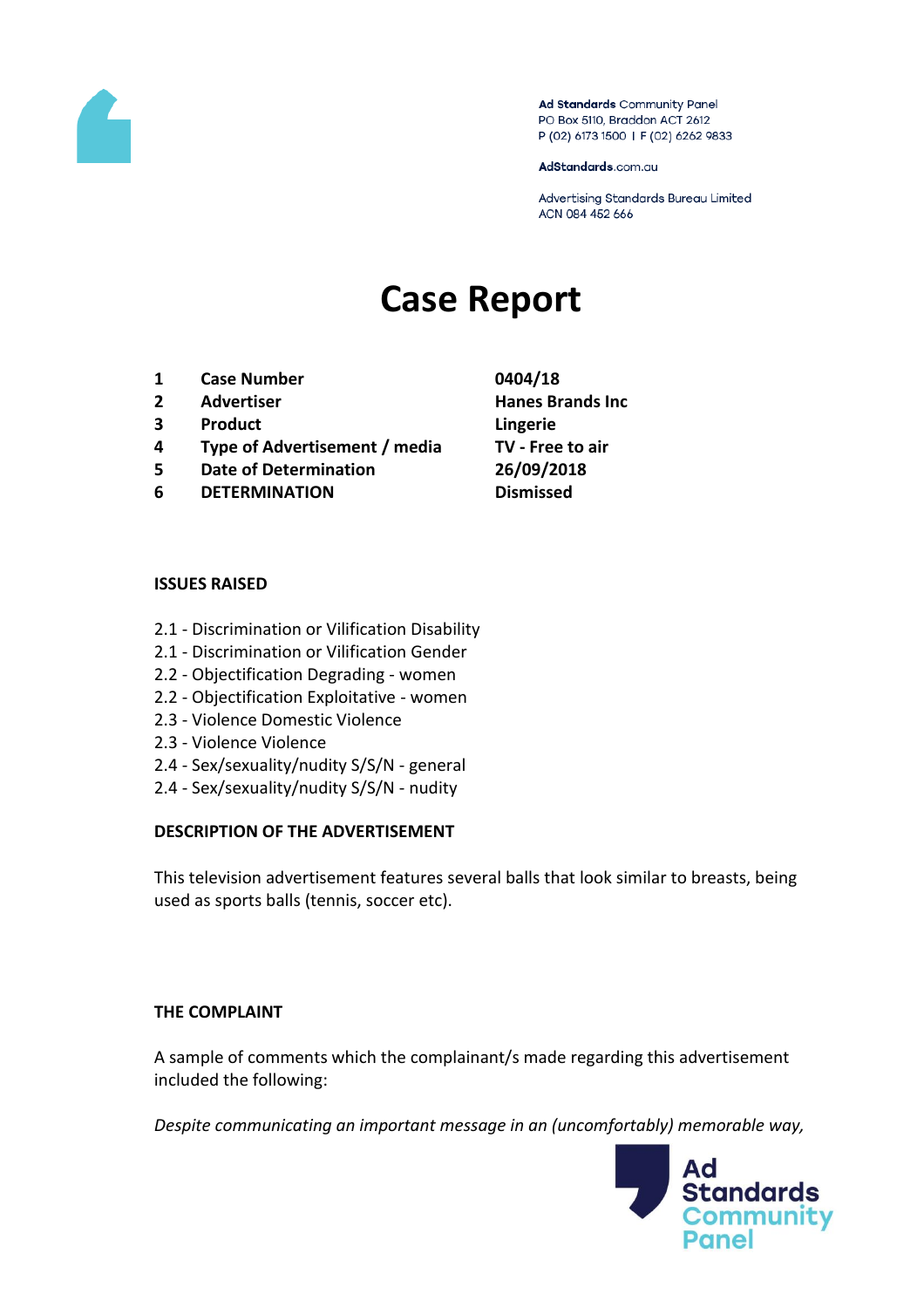Ad Standards Community Panel
PO Box 5110, Braddon ACT 2612
P (02) 6173 1500 | F (02) 6262 9833

AdStandards.com.au

Advertising Standards Bureau Limited
ACN 084 452 666

# Case Report

| | | |
|---|---|---|
| 1 | **Case Number** | **0404/18** |
| 2 | **Advertiser** | **Hanes Brands Inc** |
| 3 | **Product** | **Lingerie** |
| 4 | **Type of Advertisement / media** | **TV - Free to air** |
| 5 | **Date of Determination** | **26/09/2018** |
| 6 | **DETERMINATION** | **Dismissed** |

**ISSUES RAISED**

2.1 - Discrimination or Vilification Disability
2.1 - Discrimination or Vilification Gender
2.2 - Objectification Degrading - women
2.2 - Objectification Exploitative - women
2.3 - Violence Domestic Violence
2.3 - Violence Violence
2.4 - Sex/sexuality/nudity S/S/N - general
2.4 - Sex/sexuality/nudity S/S/N - nudity

**DESCRIPTION OF THE ADVERTISEMENT**

This television advertisement features several balls that look similar to breasts, being used as sports balls (tennis, soccer etc).

**THE COMPLAINT**

A sample of comments which the complainant/s made regarding this advertisement included the following:

*Despite communicating an important message in an (uncomfortably) memorable way,*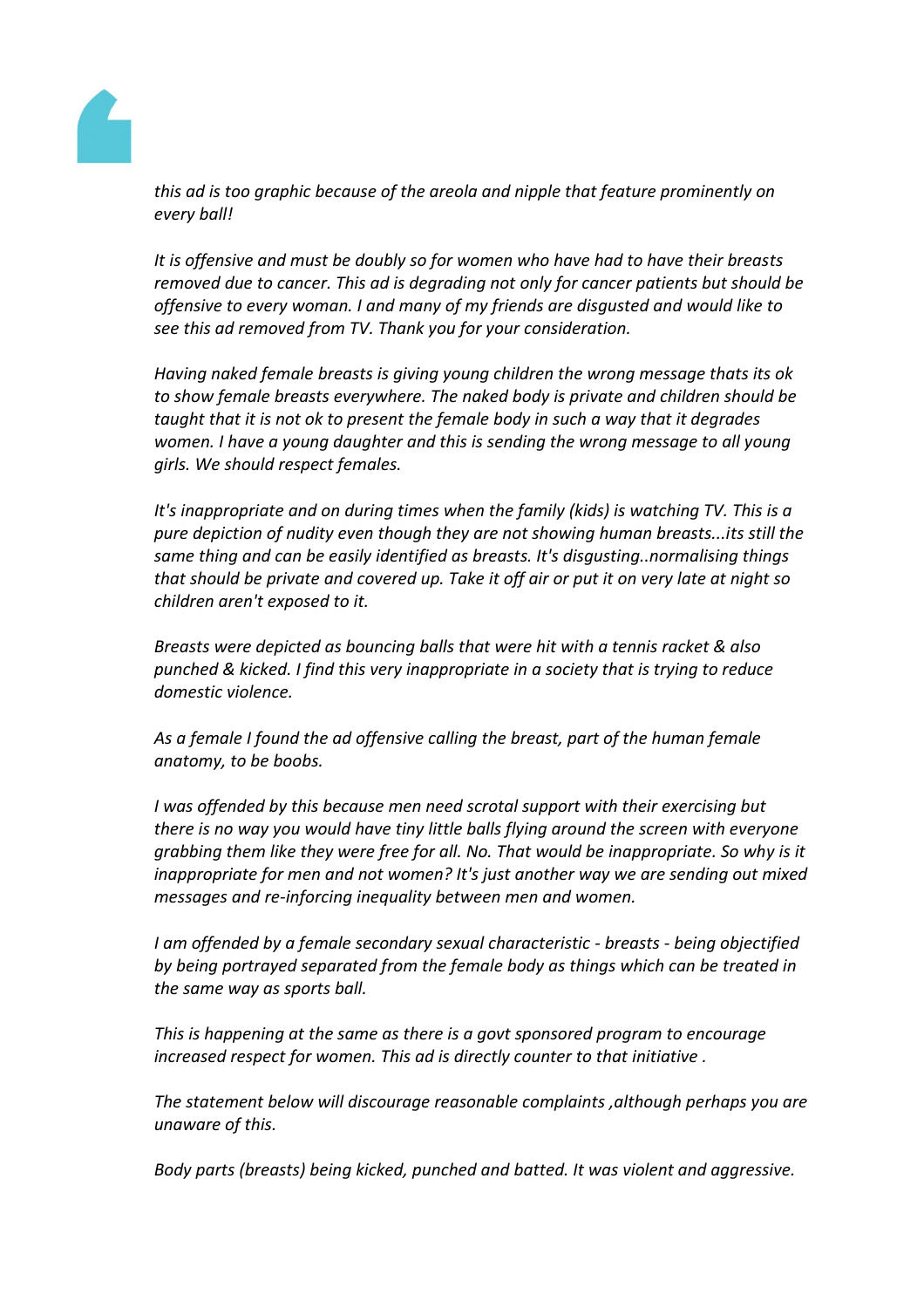*this ad is too graphic because of the areola and nipple that feature prominently on every ball!*

*It is offensive and must be doubly so for women who have had to have their breasts removed due to cancer. This ad is degrading not only for cancer patients but should be offensive to every woman. I and many of my friends are disgusted and would like to see this ad removed from TV. Thank you for your consideration.*

*Having naked female breasts is giving young children the wrong message thats its ok to show female breasts everywhere. The naked body is private and children should be taught that it is not ok to present the female body in such a way that it degrades women. I have a young daughter and this is sending the wrong message to all young girls. We should respect females.*

*It's inappropriate and on during times when the family (kids) is watching TV. This is a pure depiction of nudity even though they are not showing human breasts...its still the same thing and can be easily identified as breasts. It's disgusting..normalising things that should be private and covered up. Take it off air or put it on very late at night so children aren't exposed to it.*

*Breasts were depicted as bouncing balls that were hit with a tennis racket & also punched & kicked. I find this very inappropriate in a society that is trying to reduce domestic violence.*

*As a female I found the ad offensive calling the breast, part of the human female anatomy, to be boobs.*

*I was offended by this because men need scrotal support with their exercising but there is no way you would have tiny little balls flying around the screen with everyone grabbing them like they were free for all. No. That would be inappropriate. So why is it inappropriate for men and not women? It's just another way we are sending out mixed messages and re-inforcing inequality between men and women.*

*I am offended by a female secondary sexual characteristic - breasts - being objectified by being portrayed separated from the female body as things which can be treated in the same way as sports ball.*

*This is happening at the same as there is a govt sponsored program to encourage increased respect for women. This ad is directly counter to that initiative .*

*The statement below will discourage reasonable complaints ,although perhaps you are unaware of this.*

*Body parts (breasts) being kicked, punched and batted. It was violent and aggressive.*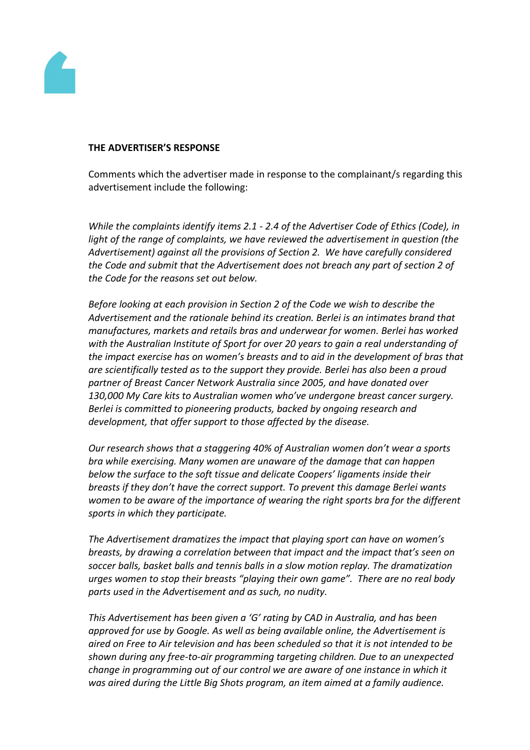**THE ADVERTISER'S RESPONSE**

Comments which the advertiser made in response to the complainant/s regarding this advertisement include the following:

*While the complaints identify items 2.1 - 2.4 of the Advertiser Code of Ethics (Code), in light of the range of complaints, we have reviewed the advertisement in question (the Advertisement) against all the provisions of Section 2. We have carefully considered the Code and submit that the Advertisement does not breach any part of section 2 of the Code for the reasons set out below.*

*Before looking at each provision in Section 2 of the Code we wish to describe the Advertisement and the rationale behind its creation. Berlei is an intimates brand that manufactures, markets and retails bras and underwear for women. Berlei has worked with the Australian Institute of Sport for over 20 years to gain a real understanding of the impact exercise has on women's breasts and to aid in the development of bras that are scientifically tested as to the support they provide. Berlei has also been a proud partner of Breast Cancer Network Australia since 2005, and have donated over 130,000 My Care kits to Australian women who've undergone breast cancer surgery. Berlei is committed to pioneering products, backed by ongoing research and development, that offer support to those affected by the disease.*

*Our research shows that a staggering 40% of Australian women don't wear a sports bra while exercising. Many women are unaware of the damage that can happen below the surface to the soft tissue and delicate Coopers' ligaments inside their breasts if they don't have the correct support. To prevent this damage Berlei wants women to be aware of the importance of wearing the right sports bra for the different sports in which they participate.*

*The Advertisement dramatizes the impact that playing sport can have on women's breasts, by drawing a correlation between that impact and the impact that's seen on soccer balls, basket balls and tennis balls in a slow motion replay. The dramatization urges women to stop their breasts "playing their own game". There are no real body parts used in the Advertisement and as such, no nudity.*

*This Advertisement has been given a 'G' rating by CAD in Australia, and has been approved for use by Google. As well as being available online, the Advertisement is aired on Free to Air television and has been scheduled so that it is not intended to be shown during any free-to-air programming targeting children. Due to an unexpected change in programming out of our control we are aware of one instance in which it was aired during the Little Big Shots program, an item aimed at a family audience.*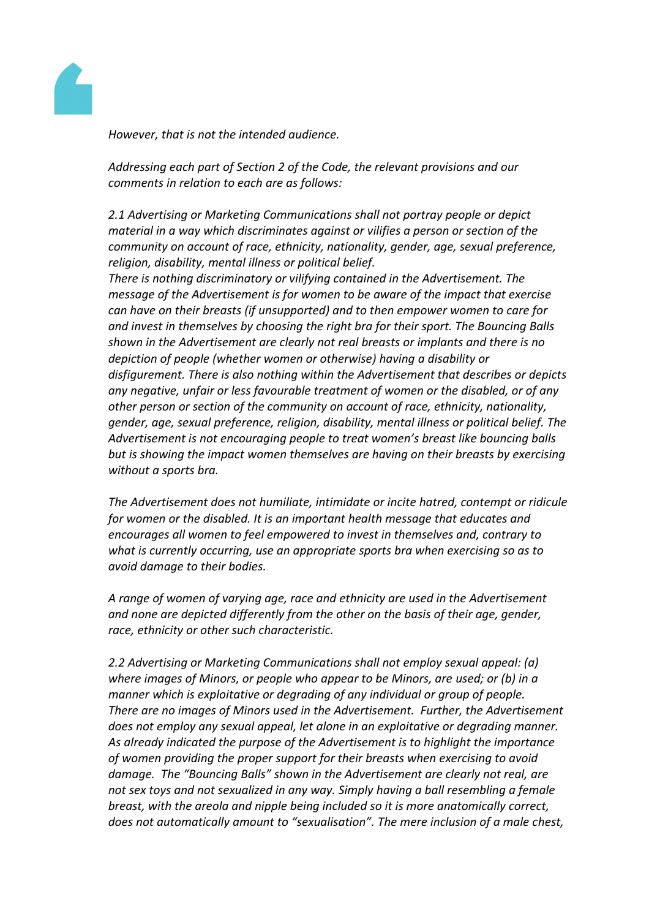*However, that is not the intended audience.*

*Addressing each part of Section 2 of the Code, the relevant provisions and our comments in relation to each are as follows:*

*2.1 Advertising or Marketing Communications shall not portray people or depict material in a way which discriminates against or vilifies a person or section of the community on account of race, ethnicity, nationality, gender, age, sexual preference, religion, disability, mental illness or political belief.*
*There is nothing discriminatory or vilifying contained in the Advertisement. The message of the Advertisement is for women to be aware of the impact that exercise can have on their breasts (if unsupported) and to then empower women to care for and invest in themselves by choosing the right bra for their sport. The Bouncing Balls shown in the Advertisement are clearly not real breasts or implants and there is no depiction of people (whether women or otherwise) having a disability or disfigurement. There is also nothing within the Advertisement that describes or depicts any negative, unfair or less favourable treatment of women or the disabled, or of any other person or section of the community on account of race, ethnicity, nationality, gender, age, sexual preference, religion, disability, mental illness or political belief. The Advertisement is not encouraging people to treat women's breast like bouncing balls but is showing the impact women themselves are having on their breasts by exercising without a sports bra.*

*The Advertisement does not humiliate, intimidate or incite hatred, contempt or ridicule for women or the disabled. It is an important health message that educates and encourages all women to feel empowered to invest in themselves and, contrary to what is currently occurring, use an appropriate sports bra when exercising so as to avoid damage to their bodies.*

*A range of women of varying age, race and ethnicity are used in the Advertisement and none are depicted differently from the other on the basis of their age, gender, race, ethnicity or other such characteristic.*

*2.2 Advertising or Marketing Communications shall not employ sexual appeal: (a) where images of Minors, or people who appear to be Minors, are used; or (b) in a manner which is exploitative or degrading of any individual or group of people.*
*There are no images of Minors used in the Advertisement. Further, the Advertisement does not employ any sexual appeal, let alone in an exploitative or degrading manner. As already indicated the purpose of the Advertisement is to highlight the importance of women providing the proper support for their breasts when exercising to avoid damage. The "Bouncing Balls" shown in the Advertisement are clearly not real, are not sex toys and not sexualized in any way. Simply having a ball resembling a female breast, with the areola and nipple being included so it is more anatomically correct, does not automatically amount to "sexualisation". The mere inclusion of a male chest,*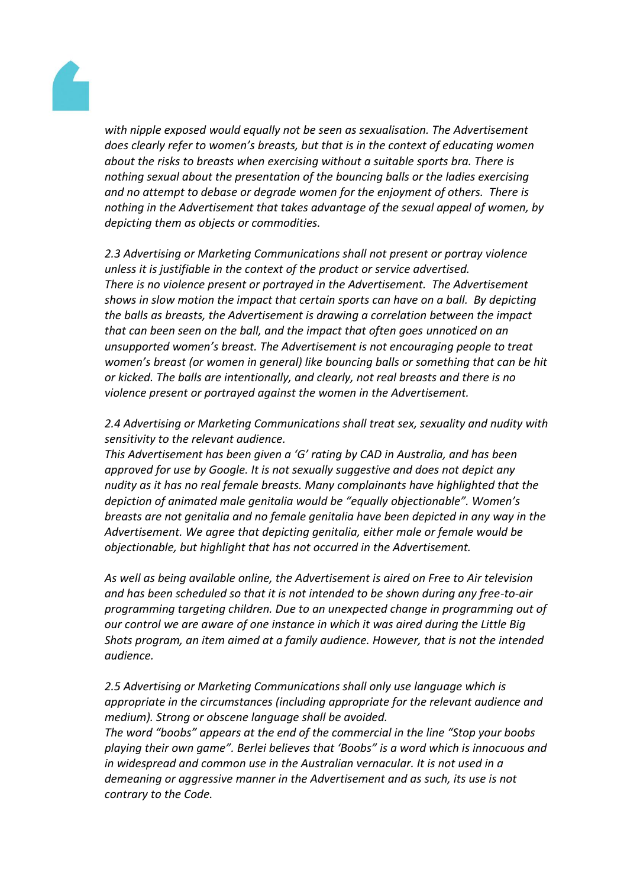*with nipple exposed would equally not be seen as sexualisation. The Advertisement does clearly refer to women's breasts, but that is in the context of educating women about the risks to breasts when exercising without a suitable sports bra. There is nothing sexual about the presentation of the bouncing balls or the ladies exercising and no attempt to debase or degrade women for the enjoyment of others. There is nothing in the Advertisement that takes advantage of the sexual appeal of women, by depicting them as objects or commodities.*

*2.3 Advertising or Marketing Communications shall not present or portray violence unless it is justifiable in the context of the product or service advertised.*
*There is no violence present or portrayed in the Advertisement. The Advertisement shows in slow motion the impact that certain sports can have on a ball. By depicting the balls as breasts, the Advertisement is drawing a correlation between the impact that can been seen on the ball, and the impact that often goes unnoticed on an unsupported women's breast. The Advertisement is not encouraging people to treat women's breast (or women in general) like bouncing balls or something that can be hit or kicked. The balls are intentionally, and clearly, not real breasts and there is no violence present or portrayed against the women in the Advertisement.*

*2.4 Advertising or Marketing Communications shall treat sex, sexuality and nudity with sensitivity to the relevant audience.*
*This Advertisement has been given a 'G' rating by CAD in Australia, and has been approved for use by Google. It is not sexually suggestive and does not depict any nudity as it has no real female breasts. Many complainants have highlighted that the depiction of animated male genitalia would be "equally objectionable". Women's breasts are not genitalia and no female genitalia have been depicted in any way in the Advertisement. We agree that depicting genitalia, either male or female would be objectionable, but highlight that has not occurred in the Advertisement.*

*As well as being available online, the Advertisement is aired on Free to Air television and has been scheduled so that it is not intended to be shown during any free-to-air programming targeting children. Due to an unexpected change in programming out of our control we are aware of one instance in which it was aired during the Little Big Shots program, an item aimed at a family audience. However, that is not the intended audience.*

*2.5 Advertising or Marketing Communications shall only use language which is appropriate in the circumstances (including appropriate for the relevant audience and medium). Strong or obscene language shall be avoided.*
*The word "boobs" appears at the end of the commercial in the line "Stop your boobs playing their own game". Berlei believes that 'Boobs" is a word which is innocuous and in widespread and common use in the Australian vernacular. It is not used in a demeaning or aggressive manner in the Advertisement and as such, its use is not contrary to the Code.*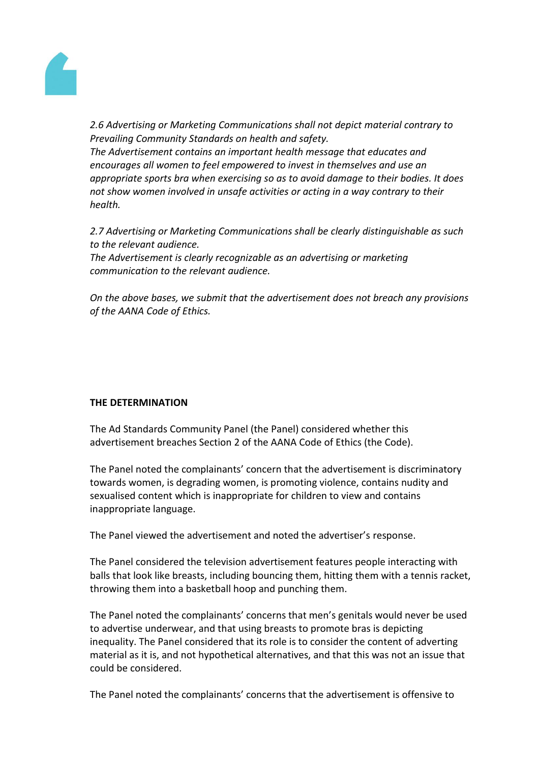*2.6 Advertising or Marketing Communications shall not depict material contrary to Prevailing Community Standards on health and safety.*
*The Advertisement contains an important health message that educates and encourages all women to feel empowered to invest in themselves and use an appropriate sports bra when exercising so as to avoid damage to their bodies. It does not show women involved in unsafe activities or acting in a way contrary to their health.*

*2.7 Advertising or Marketing Communications shall be clearly distinguishable as such to the relevant audience.*
*The Advertisement is clearly recognizable as an advertising or marketing communication to the relevant audience.*

*On the above bases, we submit that the advertisement does not breach any provisions of the AANA Code of Ethics.*

**THE DETERMINATION**

The Ad Standards Community Panel (the Panel) considered whether this advertisement breaches Section 2 of the AANA Code of Ethics (the Code).

The Panel noted the complainants' concern that the advertisement is discriminatory towards women, is degrading women, is promoting violence, contains nudity and sexualised content which is inappropriate for children to view and contains inappropriate language.

The Panel viewed the advertisement and noted the advertiser's response.

The Panel considered the television advertisement features people interacting with balls that look like breasts, including bouncing them, hitting them with a tennis racket, throwing them into a basketball hoop and punching them.

The Panel noted the complainants' concerns that men's genitals would never be used to advertise underwear, and that using breasts to promote bras is depicting inequality. The Panel considered that its role is to consider the content of adverting material as it is, and not hypothetical alternatives, and that this was not an issue that could be considered.

The Panel noted the complainants' concerns that the advertisement is offensive to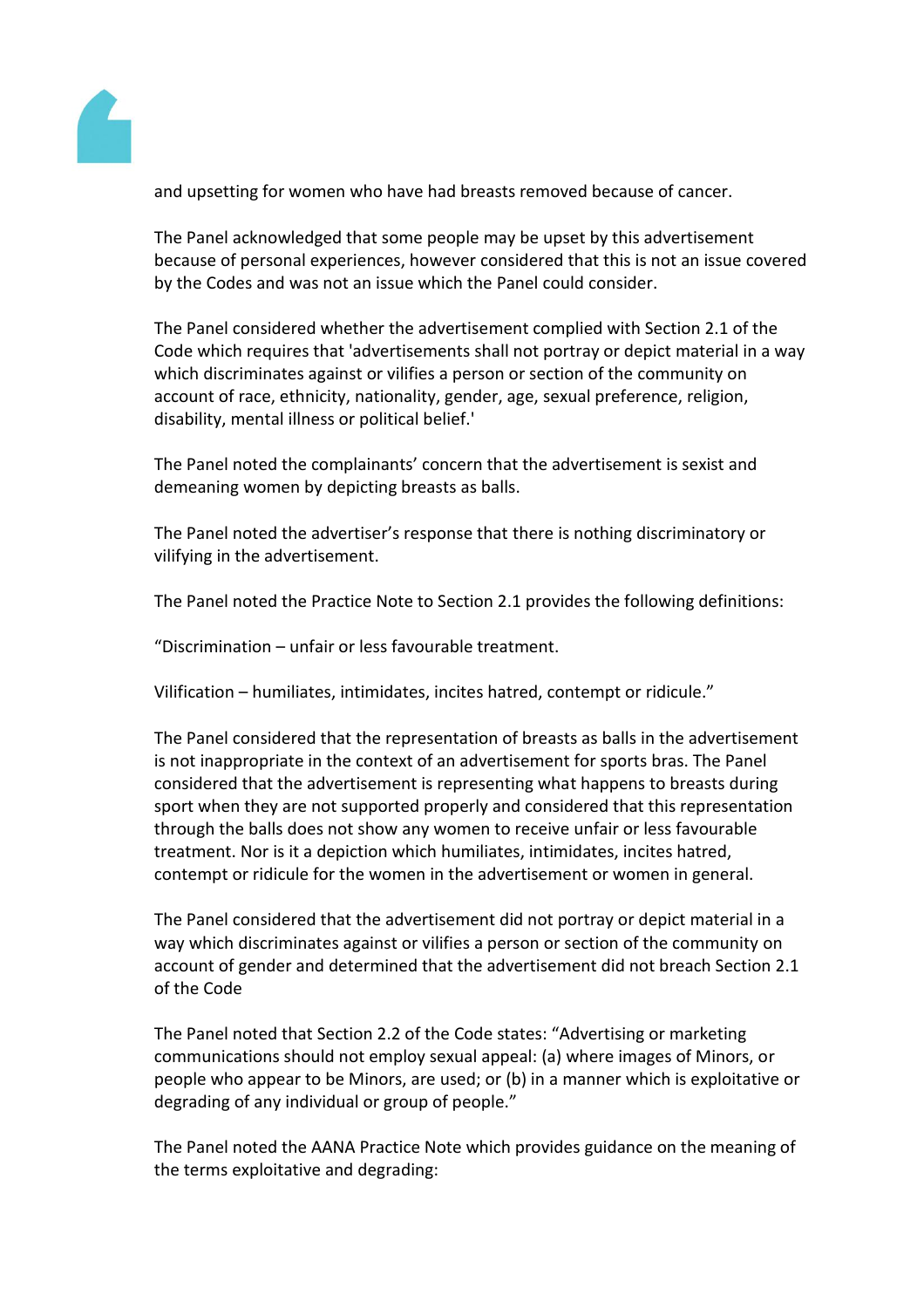and upsetting for women who have had breasts removed because of cancer.

The Panel acknowledged that some people may be upset by this advertisement because of personal experiences, however considered that this is not an issue covered by the Codes and was not an issue which the Panel could consider.

The Panel considered whether the advertisement complied with Section 2.1 of the Code which requires that 'advertisements shall not portray or depict material in a way which discriminates against or vilifies a person or section of the community on account of race, ethnicity, nationality, gender, age, sexual preference, religion, disability, mental illness or political belief.'

The Panel noted the complainants' concern that the advertisement is sexist and demeaning women by depicting breasts as balls.

The Panel noted the advertiser's response that there is nothing discriminatory or vilifying in the advertisement.

The Panel noted the Practice Note to Section 2.1 provides the following definitions:

"Discrimination – unfair or less favourable treatment.

Vilification – humiliates, intimidates, incites hatred, contempt or ridicule."

The Panel considered that the representation of breasts as balls in the advertisement is not inappropriate in the context of an advertisement for sports bras. The Panel considered that the advertisement is representing what happens to breasts during sport when they are not supported properly and considered that this representation through the balls does not show any women to receive unfair or less favourable treatment. Nor is it a depiction which humiliates, intimidates, incites hatred, contempt or ridicule for the women in the advertisement or women in general.

The Panel considered that the advertisement did not portray or depict material in a way which discriminates against or vilifies a person or section of the community on account of gender and determined that the advertisement did not breach Section 2.1 of the Code

The Panel noted that Section 2.2 of the Code states: "Advertising or marketing communications should not employ sexual appeal: (a) where images of Minors, or people who appear to be Minors, are used; or (b) in a manner which is exploitative or degrading of any individual or group of people."

The Panel noted the AANA Practice Note which provides guidance on the meaning of the terms exploitative and degrading: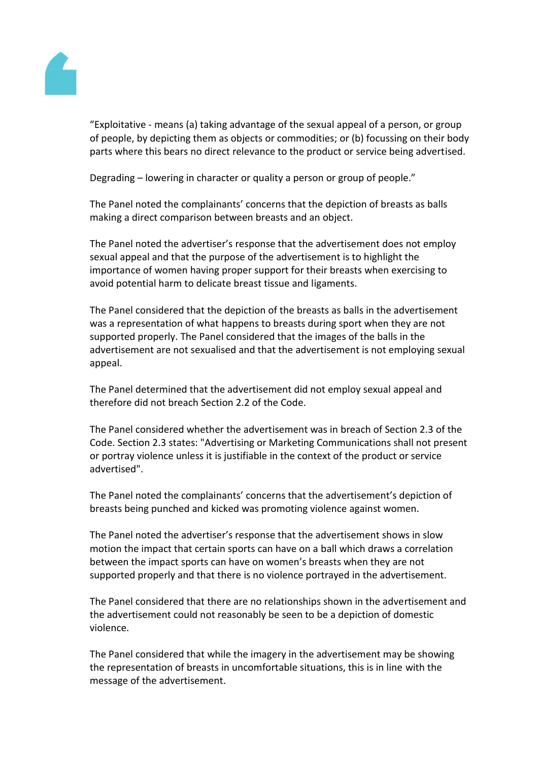"Exploitative - means (a) taking advantage of the sexual appeal of a person, or group of people, by depicting them as objects or commodities; or (b) focussing on their body parts where this bears no direct relevance to the product or service being advertised.

Degrading – lowering in character or quality a person or group of people."

The Panel noted the complainants' concerns that the depiction of breasts as balls making a direct comparison between breasts and an object.

The Panel noted the advertiser's response that the advertisement does not employ sexual appeal and that the purpose of the advertisement is to highlight the importance of women having proper support for their breasts when exercising to avoid potential harm to delicate breast tissue and ligaments.

The Panel considered that the depiction of the breasts as balls in the advertisement was a representation of what happens to breasts during sport when they are not supported properly. The Panel considered that the images of the balls in the advertisement are not sexualised and that the advertisement is not employing sexual appeal.

The Panel determined that the advertisement did not employ sexual appeal and therefore did not breach Section 2.2 of the Code.

The Panel considered whether the advertisement was in breach of Section 2.3 of the Code. Section 2.3 states: "Advertising or Marketing Communications shall not present or portray violence unless it is justifiable in the context of the product or service advertised".

The Panel noted the complainants' concerns that the advertisement's depiction of breasts being punched and kicked was promoting violence against women.

The Panel noted the advertiser's response that the advertisement shows in slow motion the impact that certain sports can have on a ball which draws a correlation between the impact sports can have on women's breasts when they are not supported properly and that there is no violence portrayed in the advertisement.

The Panel considered that there are no relationships shown in the advertisement and the advertisement could not reasonably be seen to be a depiction of domestic violence.

The Panel considered that while the imagery in the advertisement may be showing the representation of breasts in uncomfortable situations, this is in line with the message of the advertisement.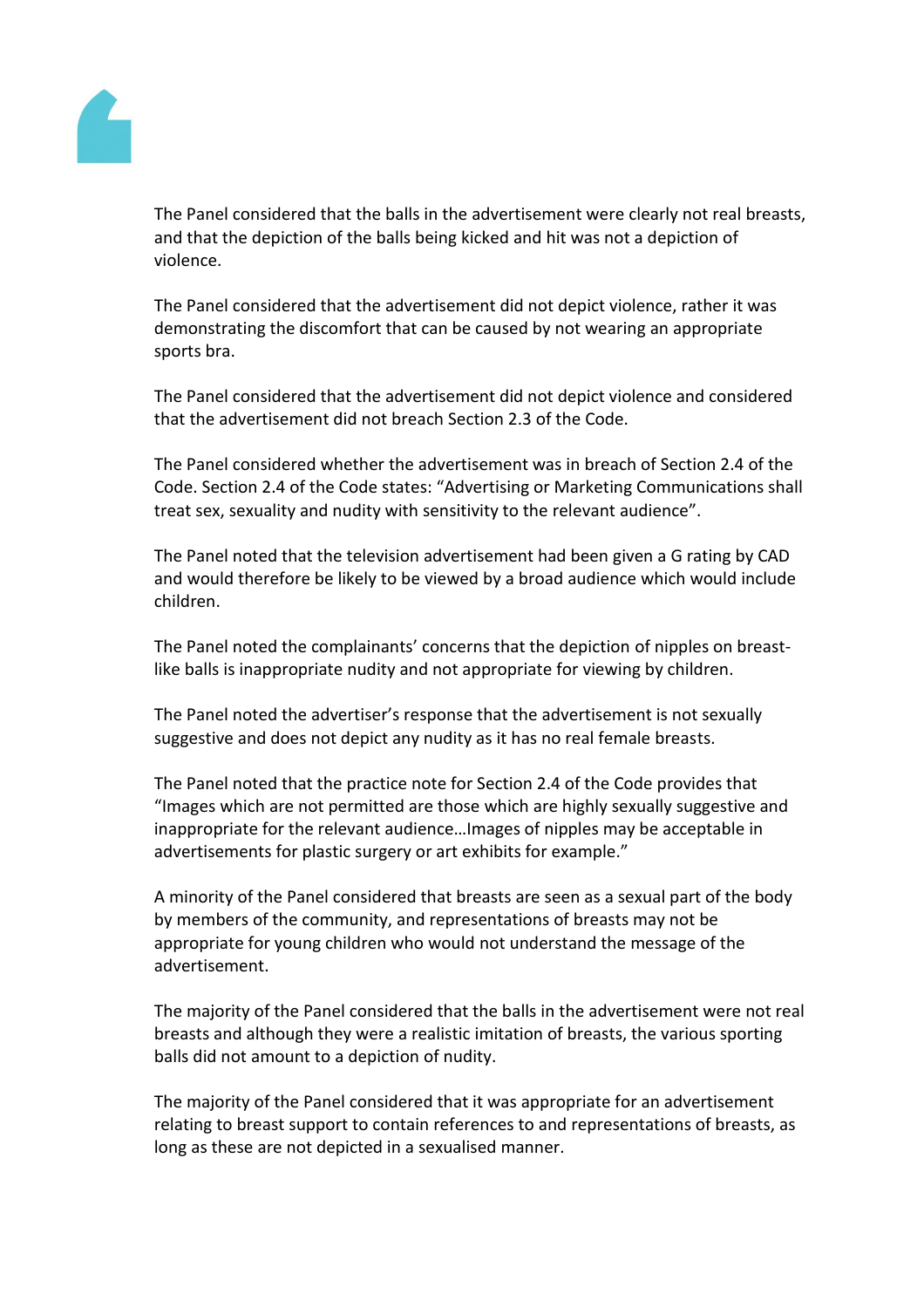The Panel considered that the balls in the advertisement were clearly not real breasts, and that the depiction of the balls being kicked and hit was not a depiction of violence.

The Panel considered that the advertisement did not depict violence, rather it was demonstrating the discomfort that can be caused by not wearing an appropriate sports bra.

The Panel considered that the advertisement did not depict violence and considered that the advertisement did not breach Section 2.3 of the Code.

The Panel considered whether the advertisement was in breach of Section 2.4 of the Code. Section 2.4 of the Code states: "Advertising or Marketing Communications shall treat sex, sexuality and nudity with sensitivity to the relevant audience".

The Panel noted that the television advertisement had been given a G rating by CAD and would therefore be likely to be viewed by a broad audience which would include children.

The Panel noted the complainants' concerns that the depiction of nipples on breast-like balls is inappropriate nudity and not appropriate for viewing by children.

The Panel noted the advertiser's response that the advertisement is not sexually suggestive and does not depict any nudity as it has no real female breasts.

The Panel noted that the practice note for Section 2.4 of the Code provides that "Images which are not permitted are those which are highly sexually suggestive and inappropriate for the relevant audience…Images of nipples may be acceptable in advertisements for plastic surgery or art exhibits for example."

A minority of the Panel considered that breasts are seen as a sexual part of the body by members of the community, and representations of breasts may not be appropriate for young children who would not understand the message of the advertisement.

The majority of the Panel considered that the balls in the advertisement were not real breasts and although they were a realistic imitation of breasts, the various sporting balls did not amount to a depiction of nudity.

The majority of the Panel considered that it was appropriate for an advertisement relating to breast support to contain references to and representations of breasts, as long as these are not depicted in a sexualised manner.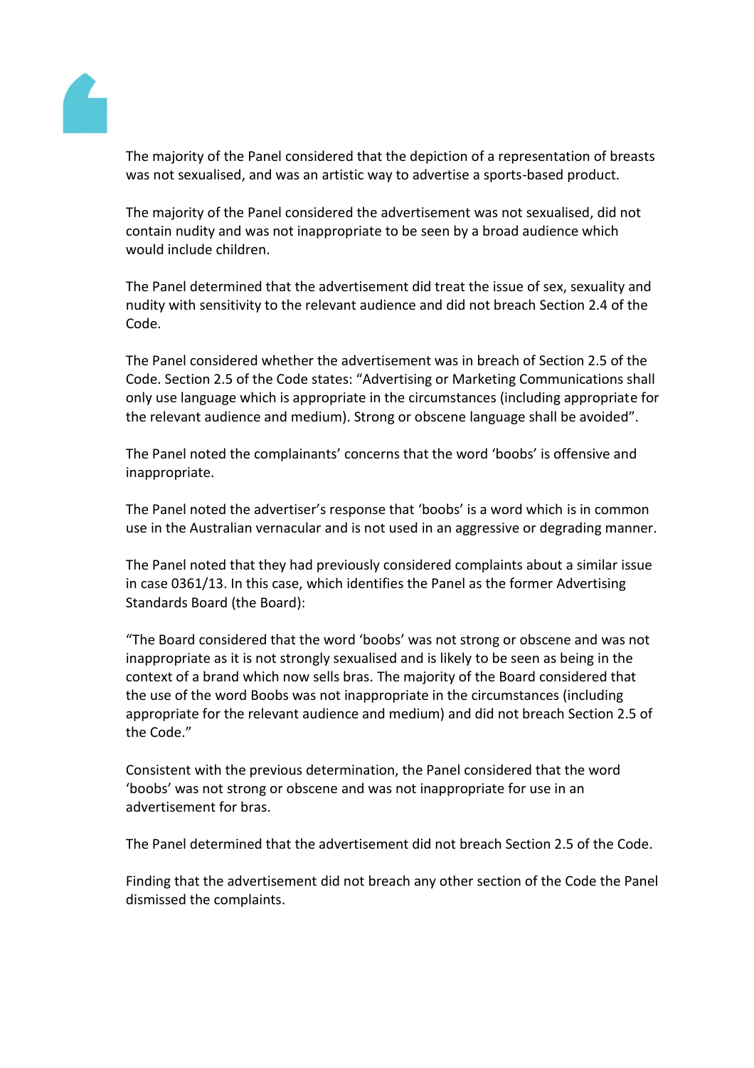The majority of the Panel considered that the depiction of a representation of breasts was not sexualised, and was an artistic way to advertise a sports-based product.

The majority of the Panel considered the advertisement was not sexualised, did not contain nudity and was not inappropriate to be seen by a broad audience which would include children.

The Panel determined that the advertisement did treat the issue of sex, sexuality and nudity with sensitivity to the relevant audience and did not breach Section 2.4 of the Code.

The Panel considered whether the advertisement was in breach of Section 2.5 of the Code. Section 2.5 of the Code states: "Advertising or Marketing Communications shall only use language which is appropriate in the circumstances (including appropriate for the relevant audience and medium). Strong or obscene language shall be avoided".

The Panel noted the complainants' concerns that the word 'boobs' is offensive and inappropriate.

The Panel noted the advertiser's response that 'boobs' is a word which is in common use in the Australian vernacular and is not used in an aggressive or degrading manner.

The Panel noted that they had previously considered complaints about a similar issue in case 0361/13. In this case, which identifies the Panel as the former Advertising Standards Board (the Board):

"The Board considered that the word 'boobs' was not strong or obscene and was not inappropriate as it is not strongly sexualised and is likely to be seen as being in the context of a brand which now sells bras. The majority of the Board considered that the use of the word Boobs was not inappropriate in the circumstances (including appropriate for the relevant audience and medium) and did not breach Section 2.5 of the Code."

Consistent with the previous determination, the Panel considered that the word 'boobs' was not strong or obscene and was not inappropriate for use in an advertisement for bras.

The Panel determined that the advertisement did not breach Section 2.5 of the Code.

Finding that the advertisement did not breach any other section of the Code the Panel dismissed the complaints.